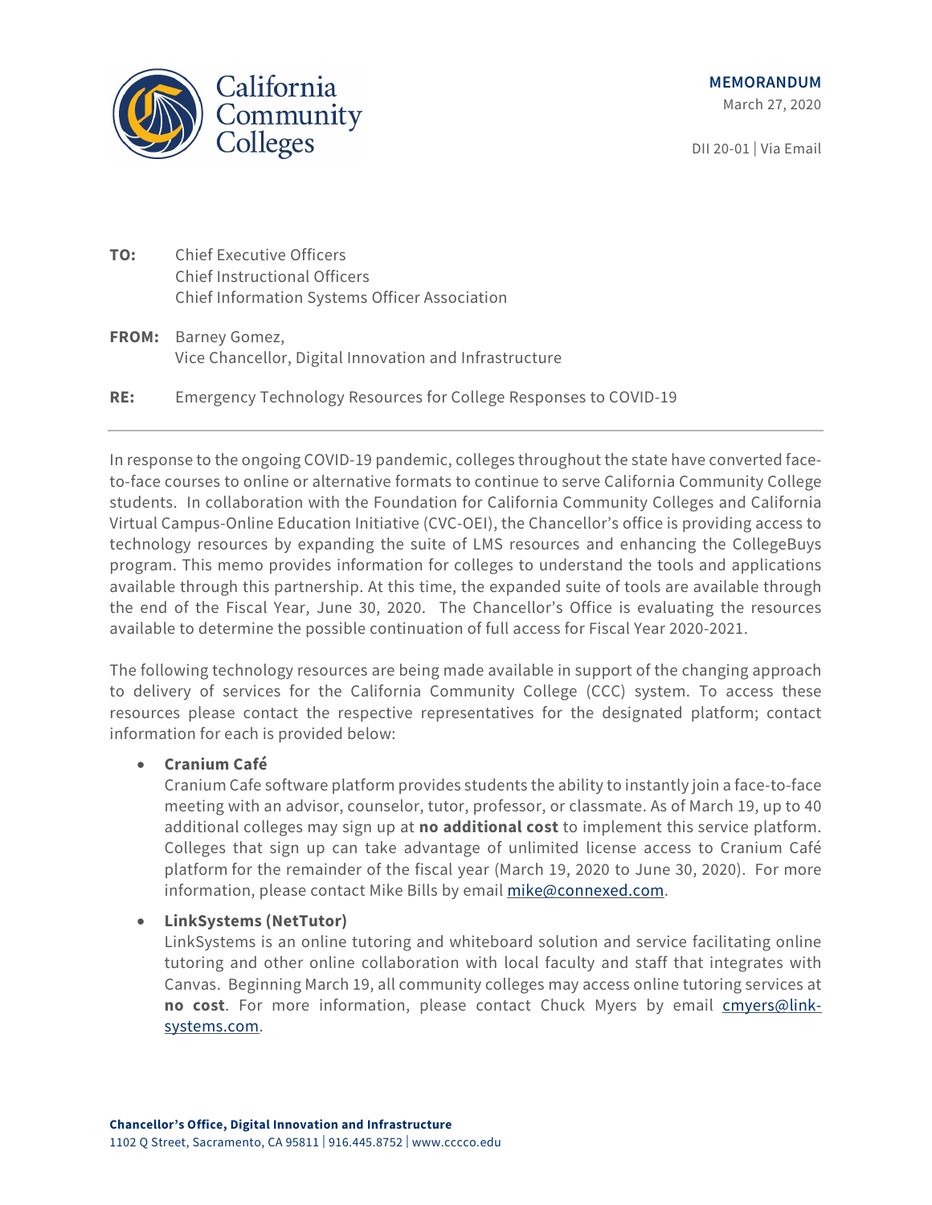California Community Colleges

**MEMORANDUM**

March 27, 2020

DII 20-01 | Via Email

**TO:** Chief Executive Officers
Chief Instructional Officers
Chief Information Systems Officer Association

**FROM:** Barney Gomez,
Vice Chancellor, Digital Innovation and Infrastructure

**RE:** Emergency Technology Resources for College Responses to COVID-19

---

In response to the ongoing COVID-19 pandemic, colleges throughout the state have converted face-to-face courses to online or alternative formats to continue to serve California Community College students. In collaboration with the Foundation for California Community Colleges and California Virtual Campus-Online Education Initiative (CVC-OEI), the Chancellor's office is providing access to technology resources by expanding the suite of LMS resources and enhancing the CollegeBuys program. This memo provides information for colleges to understand the tools and applications available through this partnership. At this time, the expanded suite of tools are available through the end of the Fiscal Year, June 30, 2020. The Chancellor's Office is evaluating the resources available to determine the possible continuation of full access for Fiscal Year 2020-2021.

The following technology resources are being made available in support of the changing approach to delivery of services for the California Community College (CCC) system. To access these resources please contact the respective representatives for the designated platform; contact information for each is provided below:

- **Cranium Café**
  Cranium Cafe software platform provides students the ability to instantly join a face-to-face meeting with an advisor, counselor, tutor, professor, or classmate. As of March 19, up to 40 additional colleges may sign up at **no additional cost** to implement this service platform. Colleges that sign up can take advantage of unlimited license access to Cranium Café platform for the remainder of the fiscal year (March 19, 2020 to June 30, 2020). For more information, please contact Mike Bills by email mike@connexed.com.

- **LinkSystems (NetTutor)**
  LinkSystems is an online tutoring and whiteboard solution and service facilitating online tutoring and other online collaboration with local faculty and staff that integrates with Canvas. Beginning March 19, all community colleges may access online tutoring services at **no cost**. For more information, please contact Chuck Myers by email cmyers@link-systems.com.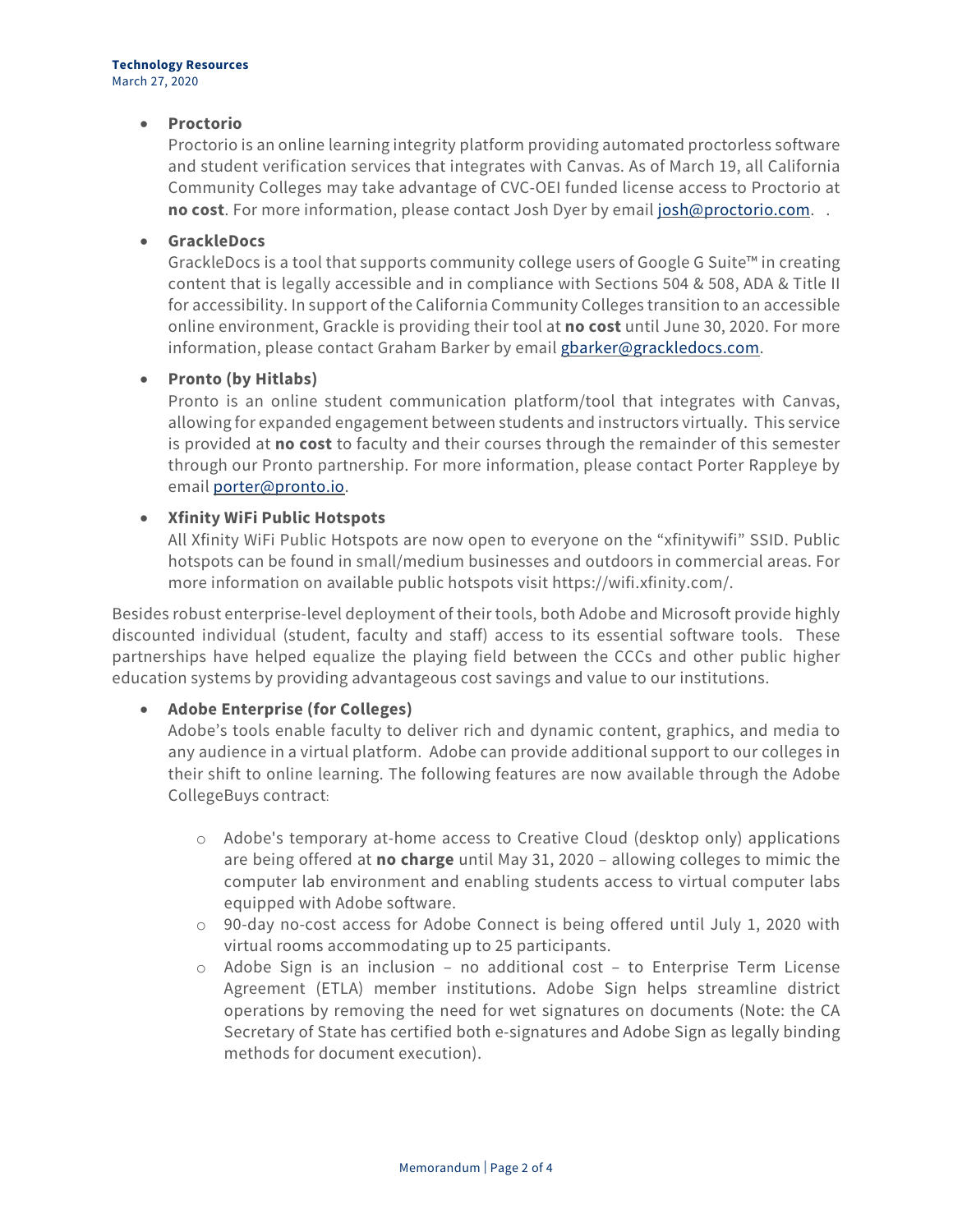- **Proctorio**
  Proctorio is an online learning integrity platform providing automated proctorless software and student verification services that integrates with Canvas. As of March 19, all California Community Colleges may take advantage of CVC-OEI funded license access to Proctorio at **no cost**. For more information, please contact Josh Dyer by email josh@proctorio.com. .

- **GrackleDocs**
  GrackleDocs is a tool that supports community college users of Google G Suite™ in creating content that is legally accessible and in compliance with Sections 504 & 508, ADA & Title II for accessibility. In support of the California Community Colleges transition to an accessible online environment, Grackle is providing their tool at **no cost** until June 30, 2020. For more information, please contact Graham Barker by email gbarker@grackledocs.com.

- **Pronto (by Hitlabs)**
  Pronto is an online student communication platform/tool that integrates with Canvas, allowing for expanded engagement between students and instructors virtually. This service is provided at **no cost** to faculty and their courses through the remainder of this semester through our Pronto partnership. For more information, please contact Porter Rappleye by email porter@pronto.io.

- **Xfinity WiFi Public Hotspots**
  All Xfinity WiFi Public Hotspots are now open to everyone on the "xfinitywifi" SSID. Public hotspots can be found in small/medium businesses and outdoors in commercial areas. For more information on available public hotspots visit https://wifi.xfinity.com/.

Besides robust enterprise-level deployment of their tools, both Adobe and Microsoft provide highly discounted individual (student, faculty and staff) access to its essential software tools. These partnerships have helped equalize the playing field between the CCCs and other public higher education systems by providing advantageous cost savings and value to our institutions.

- **Adobe Enterprise (for Colleges)**
  Adobe's tools enable faculty to deliver rich and dynamic content, graphics, and media to any audience in a virtual platform. Adobe can provide additional support to our colleges in their shift to online learning. The following features are now available through the Adobe CollegeBuys contract:

  - Adobe's temporary at-home access to Creative Cloud (desktop only) applications are being offered at **no charge** until May 31, 2020 – allowing colleges to mimic the computer lab environment and enabling students access to virtual computer labs equipped with Adobe software.
  - 90-day no-cost access for Adobe Connect is being offered until July 1, 2020 with virtual rooms accommodating up to 25 participants.
  - Adobe Sign is an inclusion – no additional cost – to Enterprise Term License Agreement (ETLA) member institutions. Adobe Sign helps streamline district operations by removing the need for wet signatures on documents (Note: the CA Secretary of State has certified both e-signatures and Adobe Sign as legally binding methods for document execution).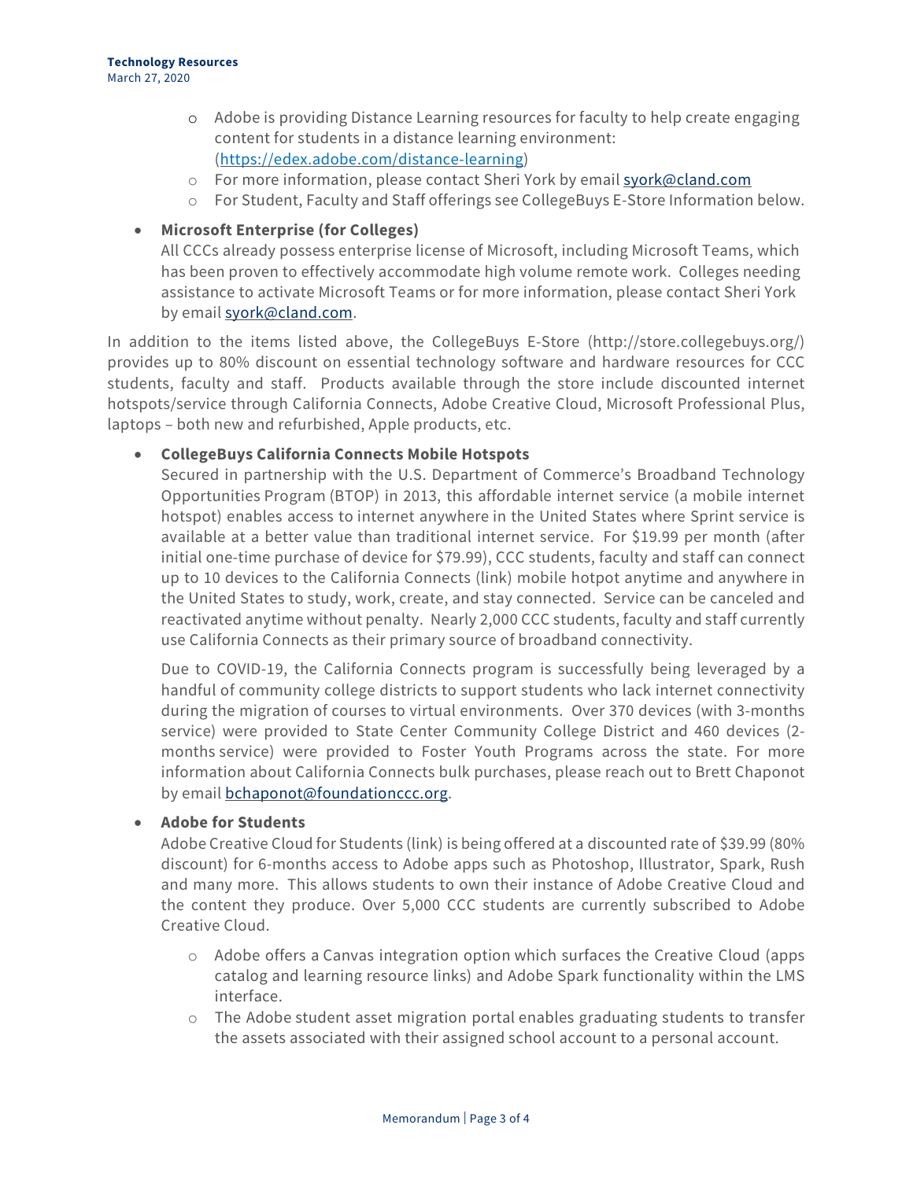- Adobe is providing Distance Learning resources for faculty to help create engaging content for students in a distance learning environment: (https://edex.adobe.com/distance-learning)
- For more information, please contact Sheri York by email syork@cland.com
- For Student, Faculty and Staff offerings see CollegeBuys E-Store Information below.

- **Microsoft Enterprise (for Colleges)**
  All CCCs already possess enterprise license of Microsoft, including Microsoft Teams, which has been proven to effectively accommodate high volume remote work. Colleges needing assistance to activate Microsoft Teams or for more information, please contact Sheri York by email syork@cland.com.

In addition to the items listed above, the CollegeBuys E-Store (http://store.collegebuys.org/) provides up to 80% discount on essential technology software and hardware resources for CCC students, faculty and staff. Products available through the store include discounted internet hotspots/service through California Connects, Adobe Creative Cloud, Microsoft Professional Plus, laptops – both new and refurbished, Apple products, etc.

- **CollegeBuys California Connects Mobile Hotspots**
  Secured in partnership with the U.S. Department of Commerce's Broadband Technology Opportunities Program (BTOP) in 2013, this affordable internet service (a mobile internet hotspot) enables access to internet anywhere in the United States where Sprint service is available at a better value than traditional internet service. For $19.99 per month (after initial one-time purchase of device for $79.99), CCC students, faculty and staff can connect up to 10 devices to the California Connects (link) mobile hotpot anytime and anywhere in the United States to study, work, create, and stay connected. Service can be canceled and reactivated anytime without penalty. Nearly 2,000 CCC students, faculty and staff currently use California Connects as their primary source of broadband connectivity.

  Due to COVID-19, the California Connects program is successfully being leveraged by a handful of community college districts to support students who lack internet connectivity during the migration of courses to virtual environments. Over 370 devices (with 3-months service) were provided to State Center Community College District and 460 devices (2-months service) were provided to Foster Youth Programs across the state. For more information about California Connects bulk purchases, please reach out to Brett Chaponot by email bchaponot@foundationccc.org.

- **Adobe for Students**
  Adobe Creative Cloud for Students (link) is being offered at a discounted rate of $39.99 (80% discount) for 6-months access to Adobe apps such as Photoshop, Illustrator, Spark, Rush and many more. This allows students to own their instance of Adobe Creative Cloud and the content they produce. Over 5,000 CCC students are currently subscribed to Adobe Creative Cloud.
  - Adobe offers a Canvas integration option which surfaces the Creative Cloud (apps catalog and learning resource links) and Adobe Spark functionality within the LMS interface.
  - The Adobe student asset migration portal enables graduating students to transfer the assets associated with their assigned school account to a personal account.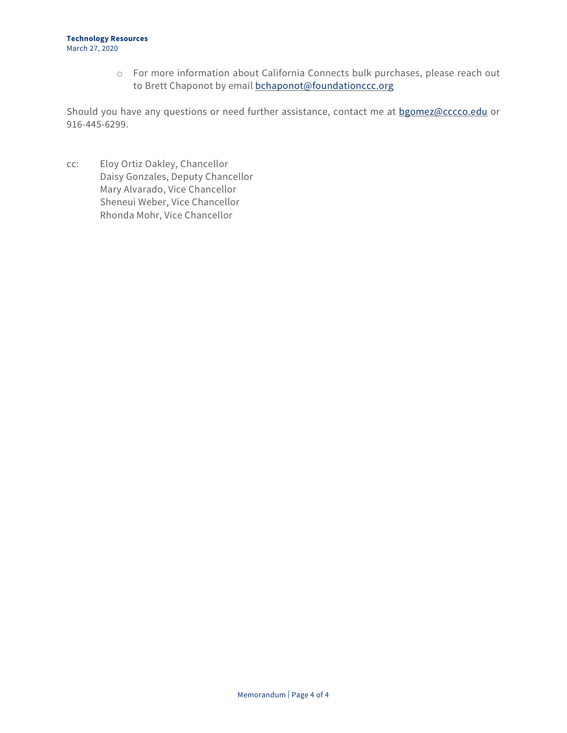- For more information about California Connects bulk purchases, please reach out to Brett Chaponot by email bchaponot@foundationccc.org

Should you have any questions or need further assistance, contact me at bgomez@cccco.edu or 916-445-6299.

cc: Eloy Ortiz Oakley, Chancellor
Daisy Gonzales, Deputy Chancellor
Mary Alvarado, Vice Chancellor
Sheneui Weber, Vice Chancellor
Rhonda Mohr, Vice Chancellor